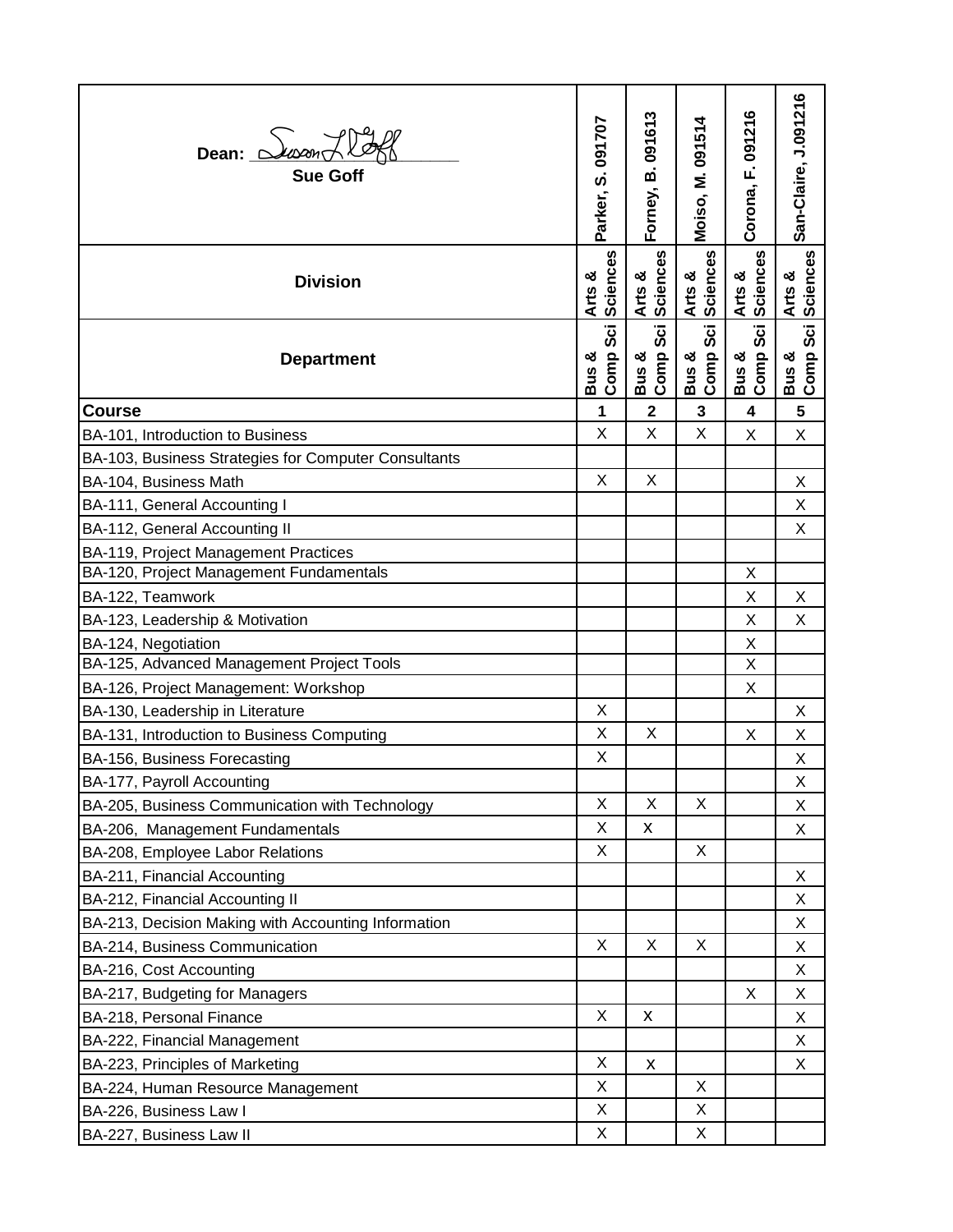| Dean: *(signature)* Sue Goff | Parker, S. 091707 | Forney, B. 091613 | Moiso, M. 091514 | Corona, F. 091216 | San-Claire, J.091216 |
|---|---|---|---|---|---|
| **Division** | Arts & Sciences | Arts & Sciences | Arts & Sciences | Arts & Sciences | Arts & Sciences |
| **Department** | Bus & Comp Sci | Bus & Comp Sci | Bus & Comp Sci | Bus & Comp Sci | Bus & Comp Sci |
| **Course** | **1** | **2** | **3** | **4** | **5** |
| BA-101, Introduction to Business | X | X | X | X | X |
| BA-103, Business Strategies for Computer Consultants | | | | | |
| BA-104, Business Math | X | X | | | X |
| BA-111, General Accounting I | | | | | X |
| BA-112, General Accounting II | | | | | X |
| BA-119, Project Management Practices | | | | | |
| BA-120, Project Management Fundamentals | | | | X | |
| BA-122, Teamwork | | | | X | X |
| BA-123, Leadership & Motivation | | | | X | X |
| BA-124, Negotiation | | | | X | |
| BA-125, Advanced Management Project Tools | | | | X | |
| BA-126, Project Management: Workshop | | | | X | |
| BA-130, Leadership in Literature | X | | | | X |
| BA-131, Introduction to Business Computing | X | X | | X | X |
| BA-156, Business Forecasting | X | | | | X |
| BA-177, Payroll Accounting | | | | | X |
| BA-205, Business Communication with Technology | X | X | X | | X |
| BA-206, Management Fundamentals | X | x | | | X |
| BA-208, Employee Labor Relations | X | | X | | |
| BA-211, Financial Accounting | | | | | X |
| BA-212, Financial Accounting II | | | | | X |
| BA-213, Decision Making with Accounting Information | | | | | X |
| BA-214, Business Communication | X | X | X | | X |
| BA-216, Cost Accounting | | | | | X |
| BA-217, Budgeting for Managers | | | | X | X |
| BA-218, Personal Finance | X | x | | | X |
| BA-222, Financial Management | | | | | X |
| BA-223, Principles of Marketing | X | x | | | X |
| BA-224, Human Resource Management | X | | X | | |
| BA-226, Business Law I | X | | X | | |
| BA-227, Business Law II | X | | X | | |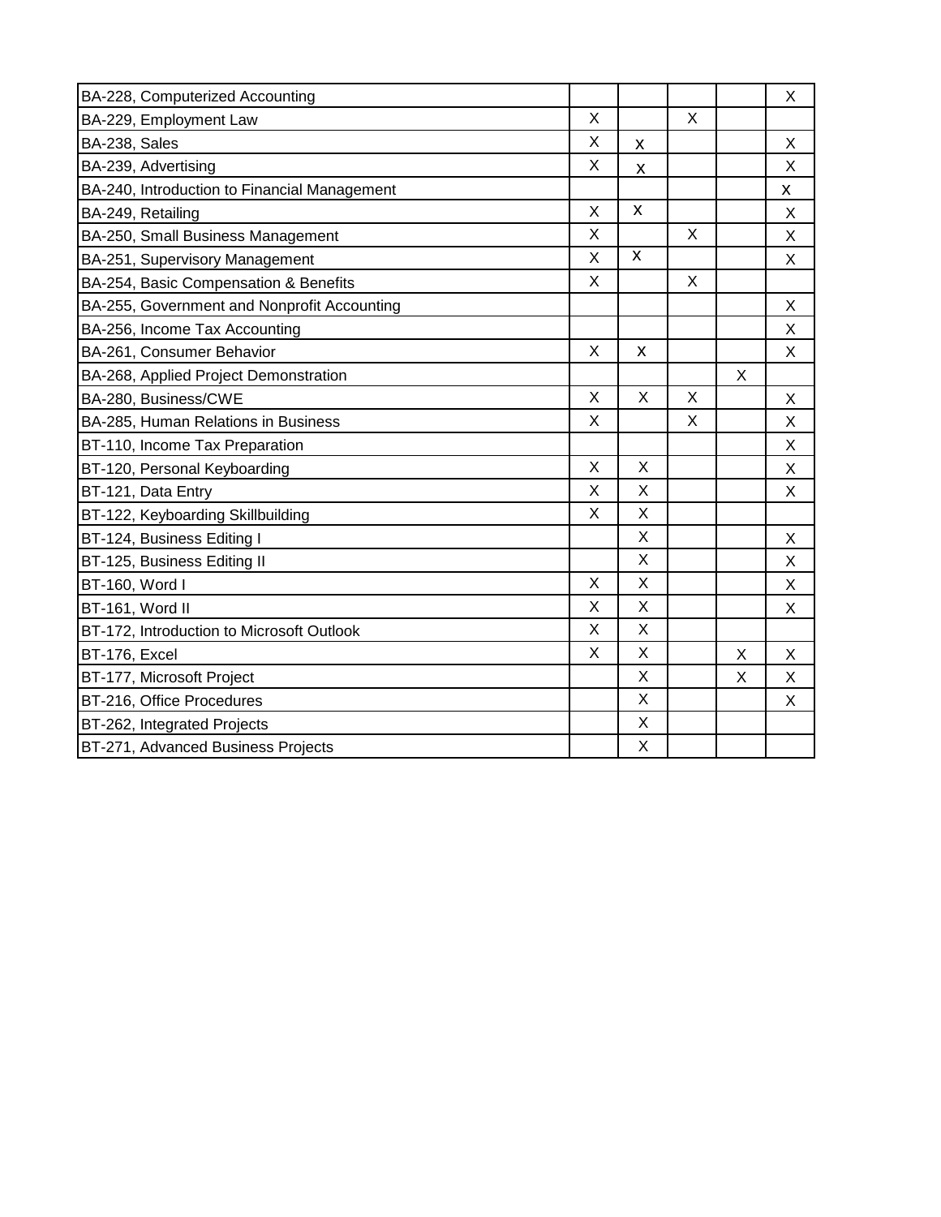| | | | | | |
|---|---|---|---|---|---|
| BA-228, Computerized Accounting | | | | | X |
| BA-229, Employment Law | X | | X | | |
| BA-238, Sales | X | x | | | X |
| BA-239, Advertising | X | x | | | X |
| BA-240, Introduction to Financial Management | | | | | x |
| BA-249, Retailing | X | x | | | X |
| BA-250, Small Business Management | X | | X | | X |
| BA-251, Supervisory Management | X | x | | | X |
| BA-254, Basic Compensation & Benefits | X | | X | | |
| BA-255, Government and Nonprofit Accounting | | | | | X |
| BA-256, Income Tax Accounting | | | | | X |
| BA-261, Consumer Behavior | X | x | | | X |
| BA-268, Applied Project Demonstration | | | | X | |
| BA-280, Business/CWE | X | X | X | | X |
| BA-285, Human Relations in Business | X | | X | | X |
| BT-110, Income Tax Preparation | | | | | X |
| BT-120, Personal Keyboarding | X | X | | | X |
| BT-121, Data Entry | X | X | | | X |
| BT-122, Keyboarding Skillbuilding | X | X | | | |
| BT-124, Business Editing I | | X | | | X |
| BT-125, Business Editing II | | X | | | X |
| BT-160, Word I | X | X | | | X |
| BT-161, Word II | X | X | | | X |
| BT-172, Introduction to Microsoft Outlook | X | X | | | |
| BT-176, Excel | X | X | | X | X |
| BT-177, Microsoft Project | | X | | X | X |
| BT-216, Office Procedures | | X | | | X |
| BT-262, Integrated Projects | | X | | | |
| BT-271, Advanced Business Projects | | X | | | |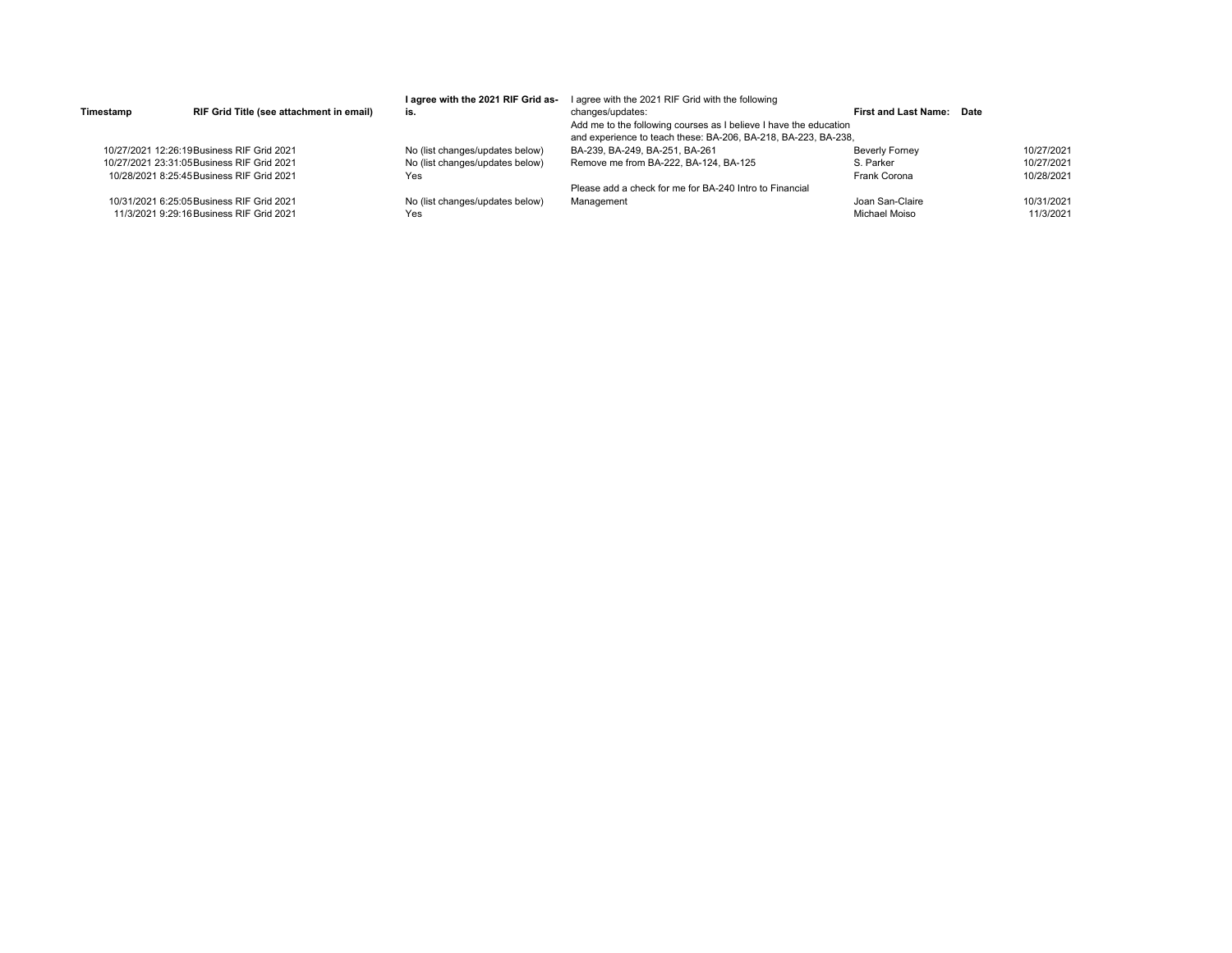| Timestamp | RIF Grid Title (see attachment in email) | I agree with the 2021 RIF Grid as-is. | I agree with the 2021 RIF Grid with the following changes/updates: | First and Last Name: | Date |
|---|---|---|---|---|---|
| 10/27/2021 12:26:19 | Business RIF Grid 2021 | No (list changes/updates below) | Add me to the following courses as I believe I have the education and experience to teach these: BA-206, BA-218, BA-223, BA-238, BA-239, BA-249, BA-251, BA-261 | Beverly Forney | 10/27/2021 |
| 10/27/2021 23:31:05 | Business RIF Grid 2021 | No (list changes/updates below) | Remove me from BA-222, BA-124, BA-125 | S. Parker | 10/27/2021 |
| 10/28/2021 8:25:45 | Business RIF Grid 2021 | Yes | | Frank Corona | 10/28/2021 |
| 10/31/2021 6:25:05 | Business RIF Grid 2021 | No (list changes/updates below) | Please add a check for me for BA-240 Intro to Financial Management | Joan San-Claire | 10/31/2021 |
| 11/3/2021 9:29:16 | Business RIF Grid 2021 | Yes | | Michael Moiso | 11/3/2021 |